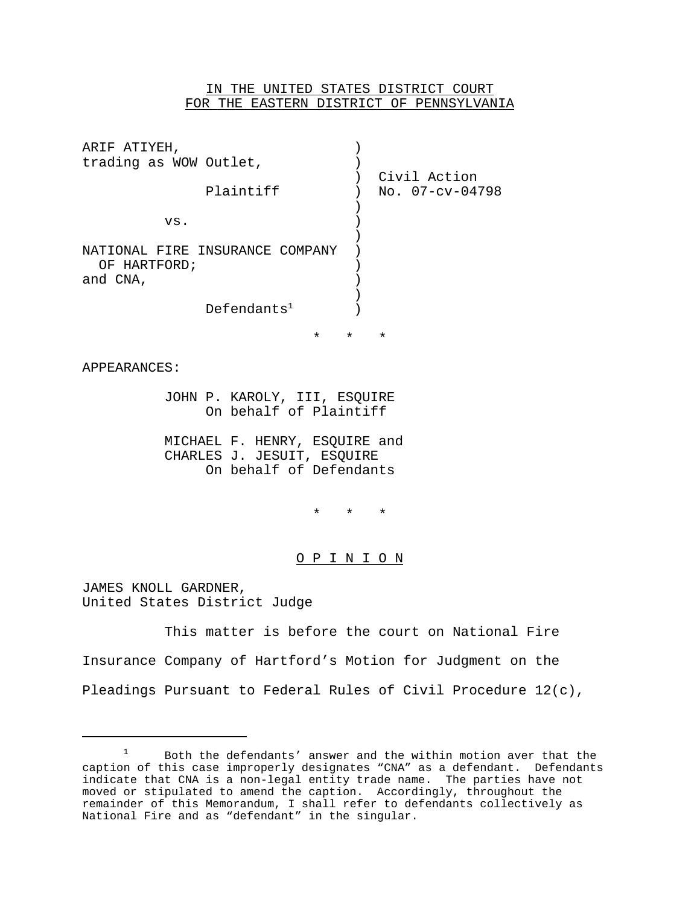IN THE UNITED STATES DISTRICT COURT
FOR THE EASTERN DISTRICT OF PENNSYLVANIA

ARIF ATIYEH,
trading as WOW Outlet,

Plaintiff

vs.

NATIONAL FIRE INSURANCE COMPANY OF HARTFORD;
and CNA,

Defendants[1]

Civil Action
No. 07-cv-04798

\* \* \*

APPEARANCES:

JOHN P. KAROLY, III, ESQUIRE
On behalf of Plaintiff

MICHAEL F. HENRY, ESQUIRE and
CHARLES J. JESUIT, ESQUIRE
On behalf of Defendants

\* \* \*

# O P I N I O N

JAMES KNOLL GARDNER,
United States District Judge

This matter is before the court on National Fire Insurance Company of Hartford's Motion for Judgment on the Pleadings Pursuant to Federal Rules of Civil Procedure 12(c),

---

[1] Both the defendants' answer and the within motion aver that the caption of this case improperly designates "CNA" as a defendant. Defendants indicate that CNA is a non-legal entity trade name. The parties have not moved or stipulated to amend the caption. Accordingly, throughout the remainder of this Memorandum, I shall refer to defendants collectively as National Fire and as "defendant" in the singular.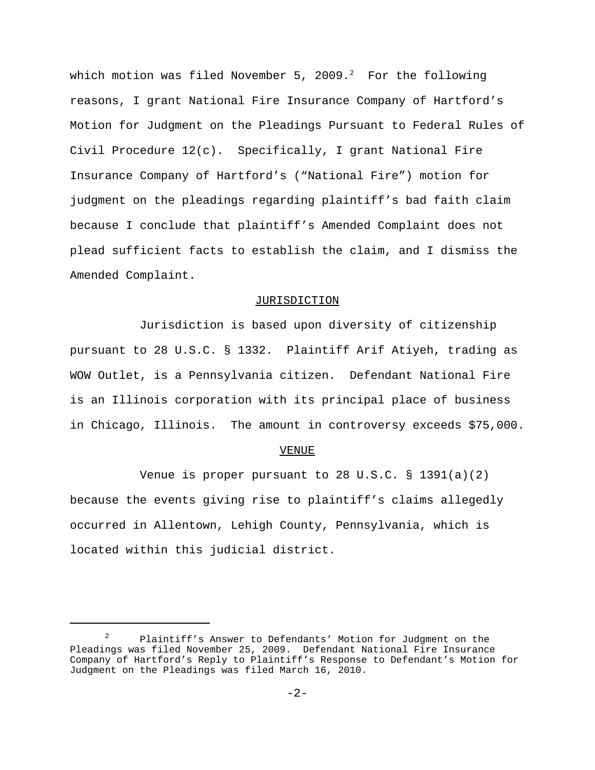which motion was filed November 5, 2009.[2] For the following reasons, I grant National Fire Insurance Company of Hartford's Motion for Judgment on the Pleadings Pursuant to Federal Rules of Civil Procedure 12(c). Specifically, I grant National Fire Insurance Company of Hartford's ("National Fire") motion for judgment on the pleadings regarding plaintiff's bad faith claim because I conclude that plaintiff's Amended Complaint does not plead sufficient facts to establish the claim, and I dismiss the Amended Complaint.

## JURISDICTION

Jurisdiction is based upon diversity of citizenship pursuant to 28 U.S.C. § 1332. Plaintiff Arif Atiyeh, trading as WOW Outlet, is a Pennsylvania citizen. Defendant National Fire is an Illinois corporation with its principal place of business in Chicago, Illinois. The amount in controversy exceeds $75,000.

## VENUE

Venue is proper pursuant to 28 U.S.C. § 1391(a)(2) because the events giving rise to plaintiff's claims allegedly occurred in Allentown, Lehigh County, Pennsylvania, which is located within this judicial district.

---

[2] Plaintiff's Answer to Defendants' Motion for Judgment on the Pleadings was filed November 25, 2009. Defendant National Fire Insurance Company of Hartford's Reply to Plaintiff's Response to Defendant's Motion for Judgment on the Pleadings was filed March 16, 2010.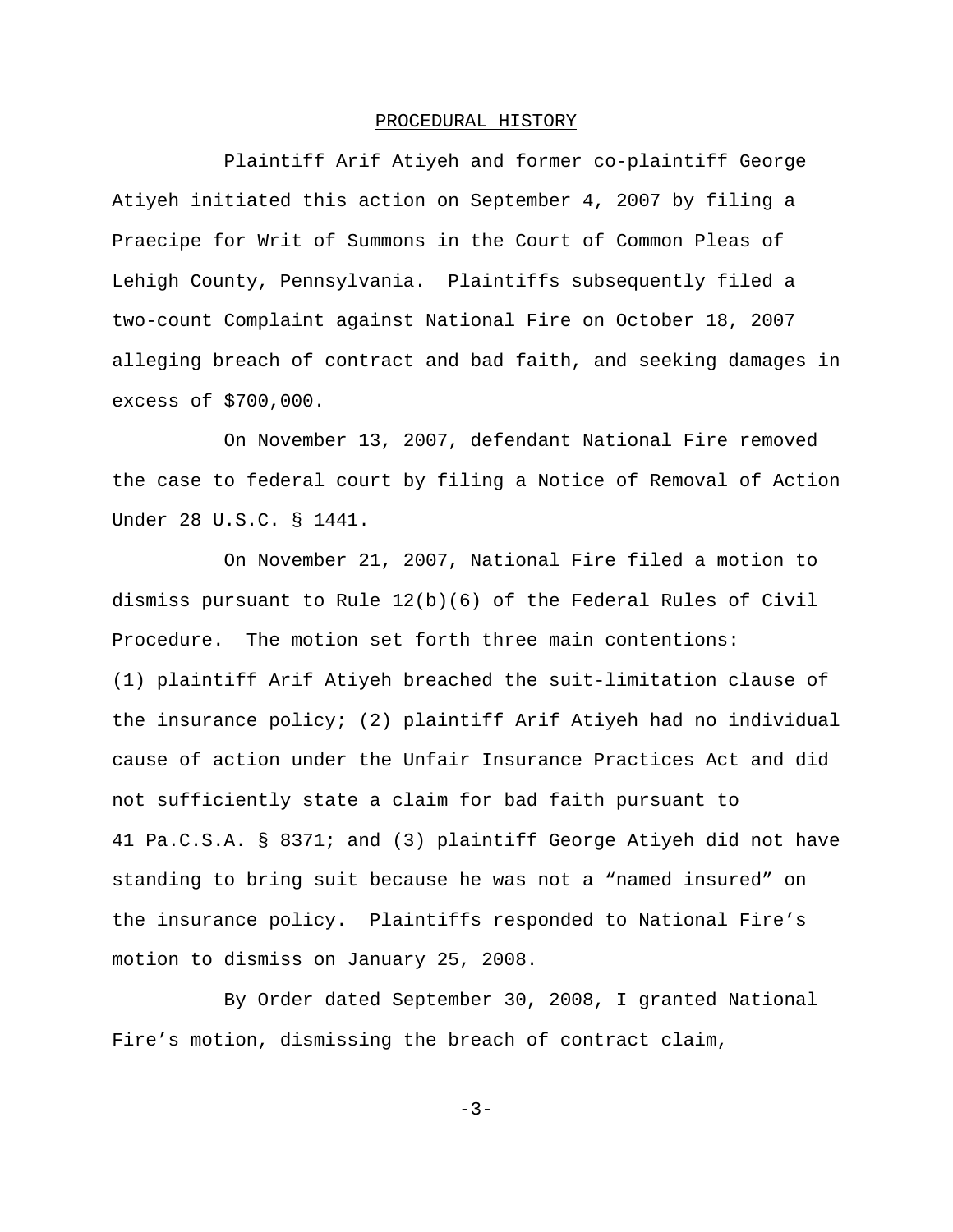## PROCEDURAL HISTORY

Plaintiff Arif Atiyeh and former co-plaintiff George Atiyeh initiated this action on September 4, 2007 by filing a Praecipe for Writ of Summons in the Court of Common Pleas of Lehigh County, Pennsylvania. Plaintiffs subsequently filed a two-count Complaint against National Fire on October 18, 2007 alleging breach of contract and bad faith, and seeking damages in excess of $700,000.

On November 13, 2007, defendant National Fire removed the case to federal court by filing a Notice of Removal of Action Under 28 U.S.C. § 1441.

On November 21, 2007, National Fire filed a motion to dismiss pursuant to Rule 12(b)(6) of the Federal Rules of Civil Procedure. The motion set forth three main contentions: (1) plaintiff Arif Atiyeh breached the suit-limitation clause of the insurance policy; (2) plaintiff Arif Atiyeh had no individual cause of action under the Unfair Insurance Practices Act and did not sufficiently state a claim for bad faith pursuant to 41 Pa.C.S.A. § 8371; and (3) plaintiff George Atiyeh did not have standing to bring suit because he was not a "named insured" on the insurance policy. Plaintiffs responded to National Fire's motion to dismiss on January 25, 2008.

By Order dated September 30, 2008, I granted National Fire's motion, dismissing the breach of contract claim,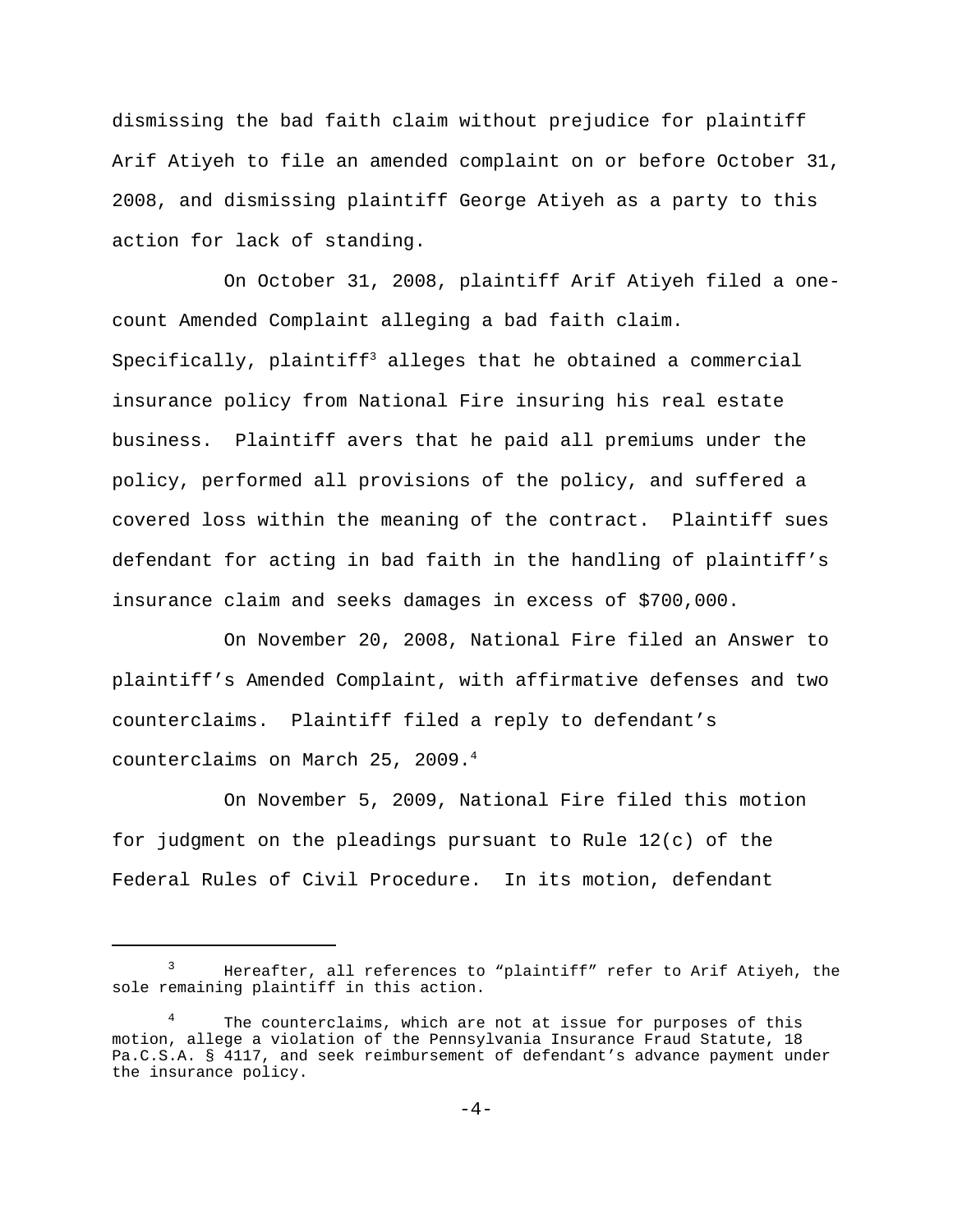dismissing the bad faith claim without prejudice for plaintiff Arif Atiyeh to file an amended complaint on or before October 31, 2008, and dismissing plaintiff George Atiyeh as a party to this action for lack of standing.

On October 31, 2008, plaintiff Arif Atiyeh filed a one-count Amended Complaint alleging a bad faith claim. Specifically, plaintiff[3] alleges that he obtained a commercial insurance policy from National Fire insuring his real estate business. Plaintiff avers that he paid all premiums under the policy, performed all provisions of the policy, and suffered a covered loss within the meaning of the contract. Plaintiff sues defendant for acting in bad faith in the handling of plaintiff's insurance claim and seeks damages in excess of $700,000.

On November 20, 2008, National Fire filed an Answer to plaintiff's Amended Complaint, with affirmative defenses and two counterclaims. Plaintiff filed a reply to defendant's counterclaims on March 25, 2009.[4]

On November 5, 2009, National Fire filed this motion for judgment on the pleadings pursuant to Rule 12(c) of the Federal Rules of Civil Procedure. In its motion, defendant

---

[3] Hereafter, all references to "plaintiff" refer to Arif Atiyeh, the sole remaining plaintiff in this action.

[4] The counterclaims, which are not at issue for purposes of this motion, allege a violation of the Pennsylvania Insurance Fraud Statute, 18 Pa.C.S.A. § 4117, and seek reimbursement of defendant's advance payment under the insurance policy.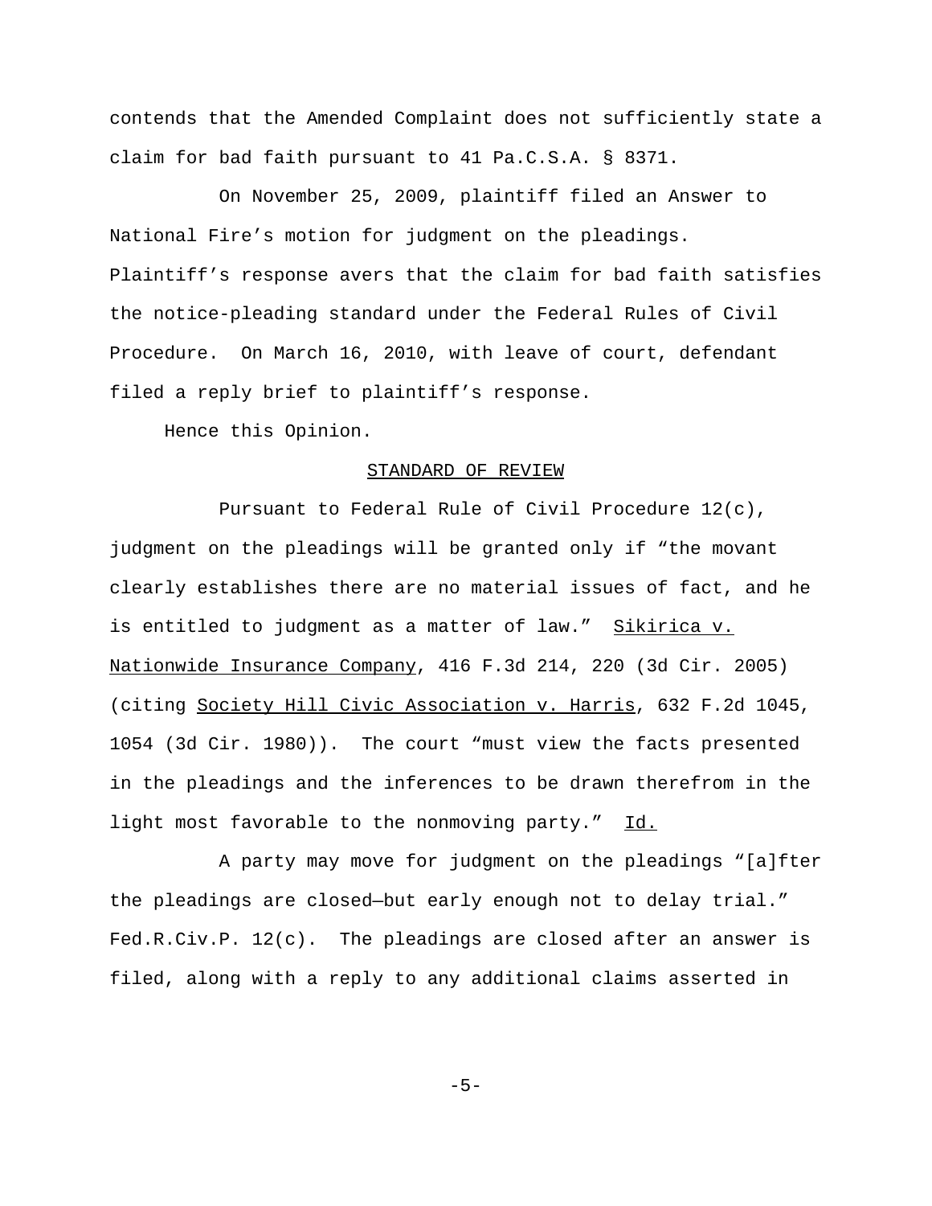contends that the Amended Complaint does not sufficiently state a claim for bad faith pursuant to 41 Pa.C.S.A. § 8371.

On November 25, 2009, plaintiff filed an Answer to National Fire's motion for judgment on the pleadings. Plaintiff's response avers that the claim for bad faith satisfies the notice-pleading standard under the Federal Rules of Civil Procedure. On March 16, 2010, with leave of court, defendant filed a reply brief to plaintiff's response.

Hence this Opinion.

## STANDARD OF REVIEW

Pursuant to Federal Rule of Civil Procedure 12(c), judgment on the pleadings will be granted only if "the movant clearly establishes there are no material issues of fact, and he is entitled to judgment as a matter of law." Sikirica v. Nationwide Insurance Company, 416 F.3d 214, 220 (3d Cir. 2005) (citing Society Hill Civic Association v. Harris, 632 F.2d 1045, 1054 (3d Cir. 1980)). The court "must view the facts presented in the pleadings and the inferences to be drawn therefrom in the light most favorable to the nonmoving party." Id.

A party may move for judgment on the pleadings "[a]fter the pleadings are closed—but early enough not to delay trial." Fed.R.Civ.P. 12(c). The pleadings are closed after an answer is filed, along with a reply to any additional claims asserted in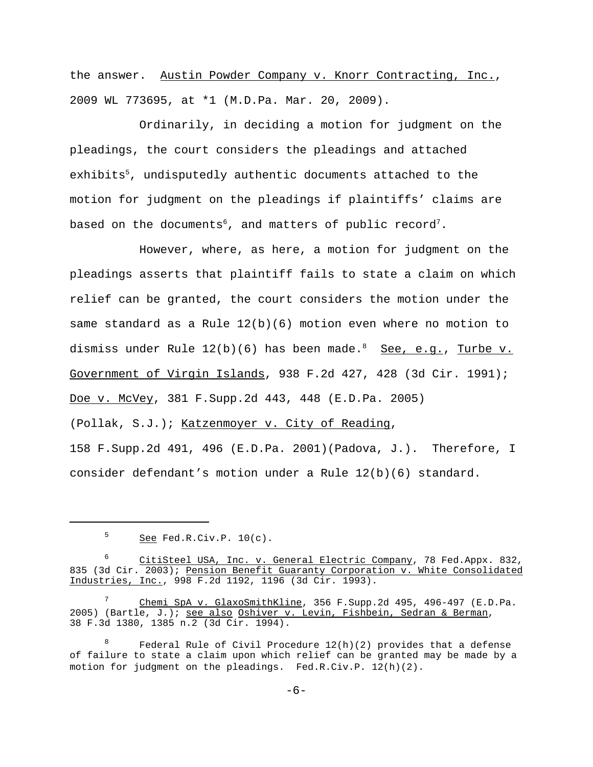the answer. Austin Powder Company v. Knorr Contracting, Inc., 2009 WL 773695, at *1 (M.D.Pa. Mar. 20, 2009).

Ordinarily, in deciding a motion for judgment on the pleadings, the court considers the pleadings and attached exhibits[5], undisputedly authentic documents attached to the motion for judgment on the pleadings if plaintiffs' claims are based on the documents[6], and matters of public record[7].

However, where, as here, a motion for judgment on the pleadings asserts that plaintiff fails to state a claim on which relief can be granted, the court considers the motion under the same standard as a Rule 12(b)(6) motion even where no motion to dismiss under Rule 12(b)(6) has been made.[8] See, e.g., Turbe v. Government of Virgin Islands, 938 F.2d 427, 428 (3d Cir. 1991); Doe v. McVey, 381 F.Supp.2d 443, 448 (E.D.Pa. 2005) (Pollak, S.J.); Katzenmoyer v. City of Reading, 158 F.Supp.2d 491, 496 (E.D.Pa. 2001)(Padova, J.). Therefore, I consider defendant's motion under a Rule 12(b)(6) standard.

---

[5] See Fed.R.Civ.P. 10(c).

[6] CitiSteel USA, Inc. v. General Electric Company, 78 Fed.Appx. 832, 835 (3d Cir. 2003); Pension Benefit Guaranty Corporation v. White Consolidated Industries, Inc., 998 F.2d 1192, 1196 (3d Cir. 1993).

[7] Chemi SpA v. GlaxoSmithKline, 356 F.Supp.2d 495, 496-497 (E.D.Pa. 2005) (Bartle, J.); see also Oshiver v. Levin, Fishbein, Sedran & Berman, 38 F.3d 1380, 1385 n.2 (3d Cir. 1994).

[8] Federal Rule of Civil Procedure 12(h)(2) provides that a defense of failure to state a claim upon which relief can be granted may be made by a motion for judgment on the pleadings. Fed.R.Civ.P. 12(h)(2).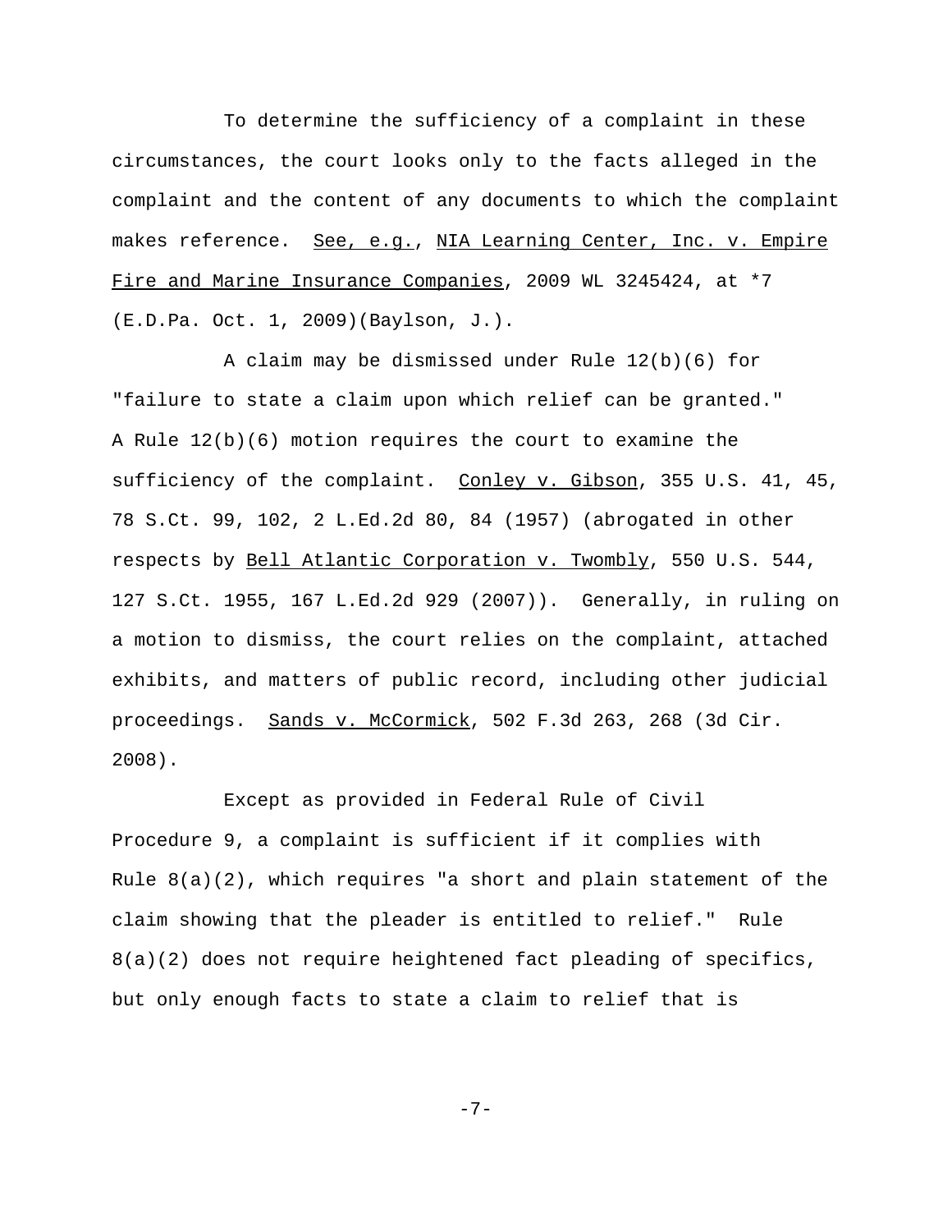To determine the sufficiency of a complaint in these circumstances, the court looks only to the facts alleged in the complaint and the content of any documents to which the complaint makes reference. See, e.g., NIA Learning Center, Inc. v. Empire Fire and Marine Insurance Companies, 2009 WL 3245424, at *7 (E.D.Pa. Oct. 1, 2009)(Baylson, J.).

A claim may be dismissed under Rule 12(b)(6) for "failure to state a claim upon which relief can be granted." A Rule 12(b)(6) motion requires the court to examine the sufficiency of the complaint. Conley v. Gibson, 355 U.S. 41, 45, 78 S.Ct. 99, 102, 2 L.Ed.2d 80, 84 (1957) (abrogated in other respects by Bell Atlantic Corporation v. Twombly, 550 U.S. 544, 127 S.Ct. 1955, 167 L.Ed.2d 929 (2007)). Generally, in ruling on a motion to dismiss, the court relies on the complaint, attached exhibits, and matters of public record, including other judicial proceedings. Sands v. McCormick, 502 F.3d 263, 268 (3d Cir. 2008).

Except as provided in Federal Rule of Civil Procedure 9, a complaint is sufficient if it complies with Rule 8(a)(2), which requires "a short and plain statement of the claim showing that the pleader is entitled to relief." Rule 8(a)(2) does not require heightened fact pleading of specifics, but only enough facts to state a claim to relief that is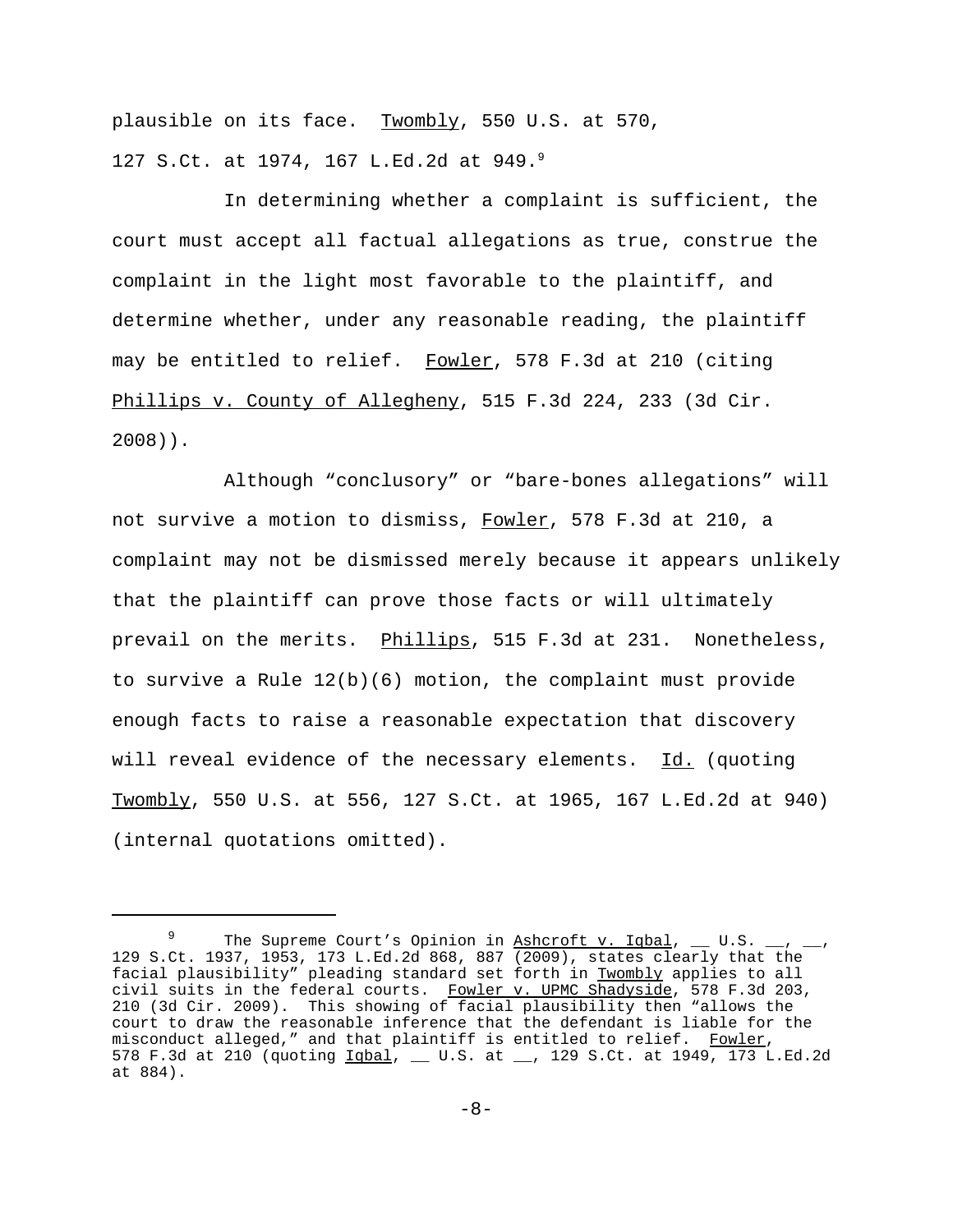plausible on its face. Twombly, 550 U.S. at 570, 127 S.Ct. at 1974, 167 L.Ed.2d at 949.[9]

In determining whether a complaint is sufficient, the court must accept all factual allegations as true, construe the complaint in the light most favorable to the plaintiff, and determine whether, under any reasonable reading, the plaintiff may be entitled to relief. Fowler, 578 F.3d at 210 (citing Phillips v. County of Allegheny, 515 F.3d 224, 233 (3d Cir. 2008)).

Although "conclusory" or "bare-bones allegations" will not survive a motion to dismiss, Fowler, 578 F.3d at 210, a complaint may not be dismissed merely because it appears unlikely that the plaintiff can prove those facts or will ultimately prevail on the merits. Phillips, 515 F.3d at 231. Nonetheless, to survive a Rule 12(b)(6) motion, the complaint must provide enough facts to raise a reasonable expectation that discovery will reveal evidence of the necessary elements. Id. (quoting Twombly, 550 U.S. at 556, 127 S.Ct. at 1965, 167 L.Ed.2d at 940) (internal quotations omitted).

---

[9] The Supreme Court's Opinion in Ashcroft v. Iqbal, __ U.S. __, __, 129 S.Ct. 1937, 1953, 173 L.Ed.2d 868, 887 (2009), states clearly that the facial plausibility" pleading standard set forth in Twombly applies to all civil suits in the federal courts. Fowler v. UPMC Shadyside, 578 F.3d 203, 210 (3d Cir. 2009). This showing of facial plausibility then "allows the court to draw the reasonable inference that the defendant is liable for the misconduct alleged," and that plaintiff is entitled to relief. Fowler, 578 F.3d at 210 (quoting Iqbal, __ U.S. at __, 129 S.Ct. at 1949, 173 L.Ed.2d at 884).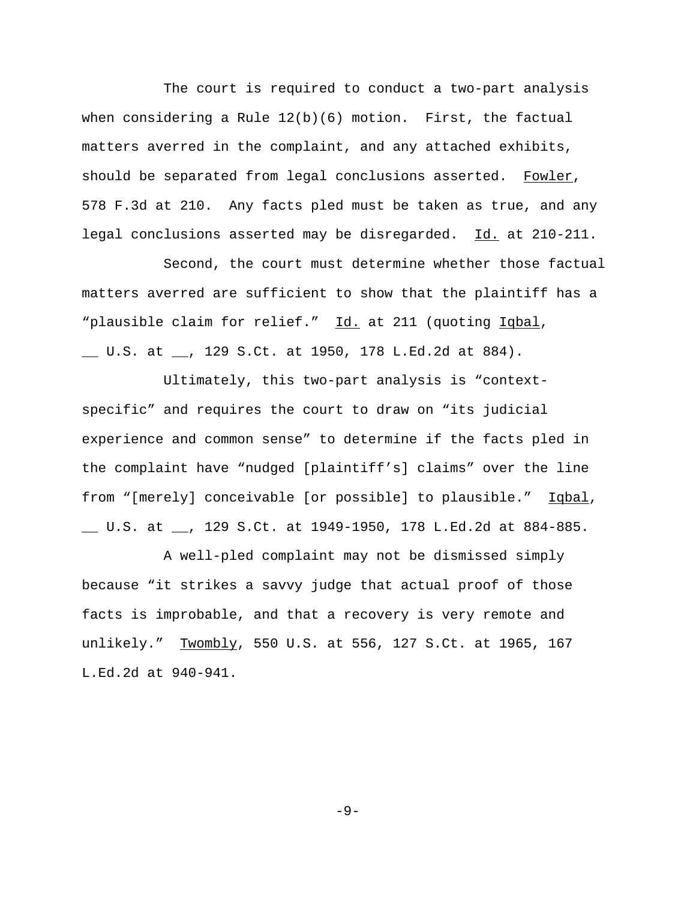The court is required to conduct a two-part analysis when considering a Rule 12(b)(6) motion. First, the factual matters averred in the complaint, and any attached exhibits, should be separated from legal conclusions asserted. Fowler, 578 F.3d at 210. Any facts pled must be taken as true, and any legal conclusions asserted may be disregarded. Id. at 210-211.

Second, the court must determine whether those factual matters averred are sufficient to show that the plaintiff has a "plausible claim for relief." Id. at 211 (quoting Iqbal, __ U.S. at __, 129 S.Ct. at 1950, 178 L.Ed.2d at 884).

Ultimately, this two-part analysis is "context-specific" and requires the court to draw on "its judicial experience and common sense" to determine if the facts pled in the complaint have "nudged [plaintiff's] claims" over the line from "[merely] conceivable [or possible] to plausible." Iqbal, __ U.S. at __, 129 S.Ct. at 1949-1950, 178 L.Ed.2d at 884-885.

A well-pled complaint may not be dismissed simply because "it strikes a savvy judge that actual proof of those facts is improbable, and that a recovery is very remote and unlikely." Twombly, 550 U.S. at 556, 127 S.Ct. at 1965, 167 L.Ed.2d at 940-941.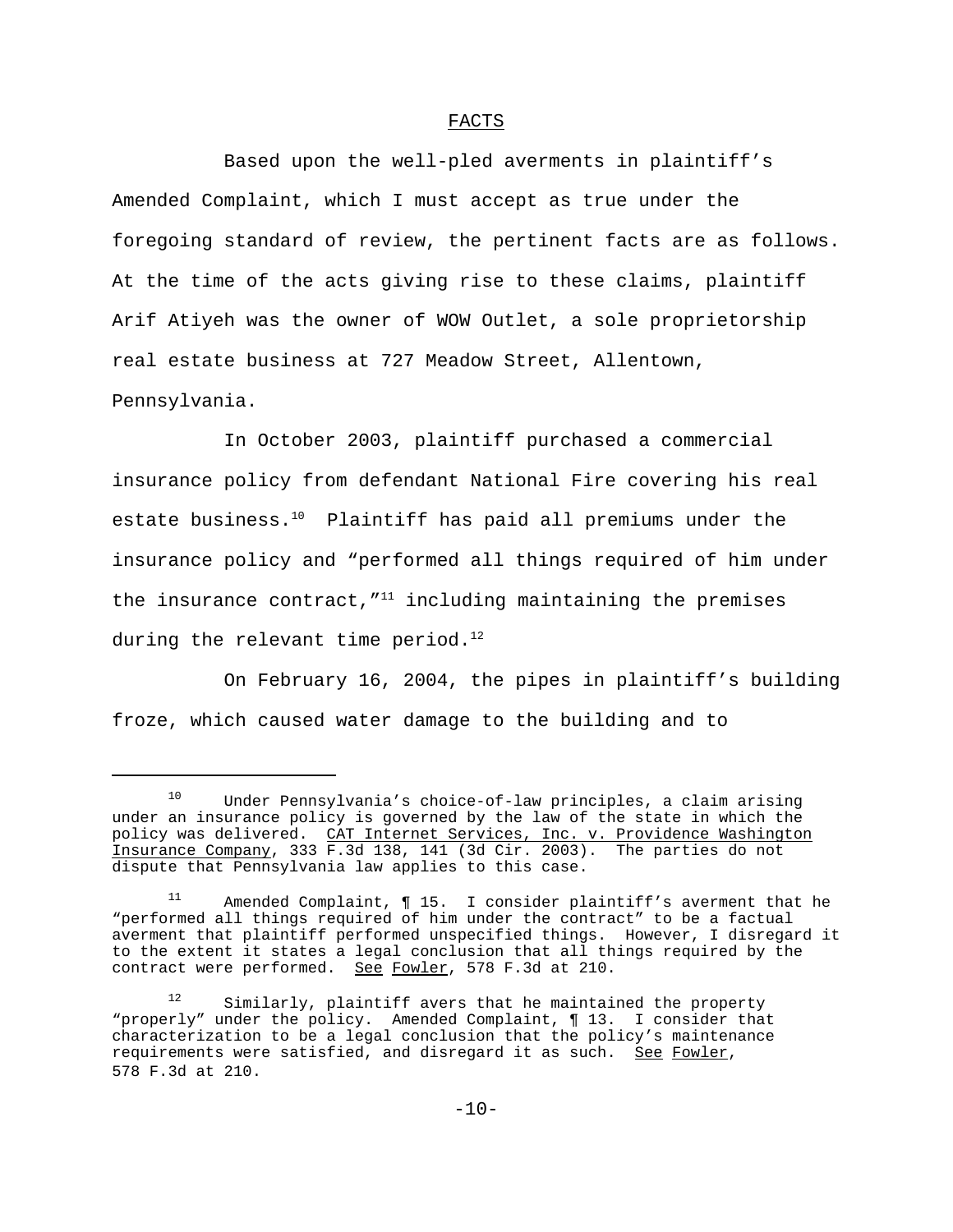## FACTS

Based upon the well-pled averments in plaintiff's Amended Complaint, which I must accept as true under the foregoing standard of review, the pertinent facts are as follows. At the time of the acts giving rise to these claims, plaintiff Arif Atiyeh was the owner of WOW Outlet, a sole proprietorship real estate business at 727 Meadow Street, Allentown, Pennsylvania.

In October 2003, plaintiff purchased a commercial insurance policy from defendant National Fire covering his real estate business.[10] Plaintiff has paid all premiums under the insurance policy and "performed all things required of him under the insurance contract,"[11] including maintaining the premises during the relevant time period.[12]

On February 16, 2004, the pipes in plaintiff's building froze, which caused water damage to the building and to

---

[10] Under Pennsylvania's choice-of-law principles, a claim arising under an insurance policy is governed by the law of the state in which the policy was delivered. CAT Internet Services, Inc. v. Providence Washington Insurance Company, 333 F.3d 138, 141 (3d Cir. 2003). The parties do not dispute that Pennsylvania law applies to this case.

[11] Amended Complaint, ¶ 15. I consider plaintiff's averment that he "performed all things required of him under the contract" to be a factual averment that plaintiff performed unspecified things. However, I disregard it to the extent it states a legal conclusion that all things required by the contract were performed. See Fowler, 578 F.3d at 210.

[12] Similarly, plaintiff avers that he maintained the property "properly" under the policy. Amended Complaint, ¶ 13. I consider that characterization to be a legal conclusion that the policy's maintenance requirements were satisfied, and disregard it as such. See Fowler, 578 F.3d at 210.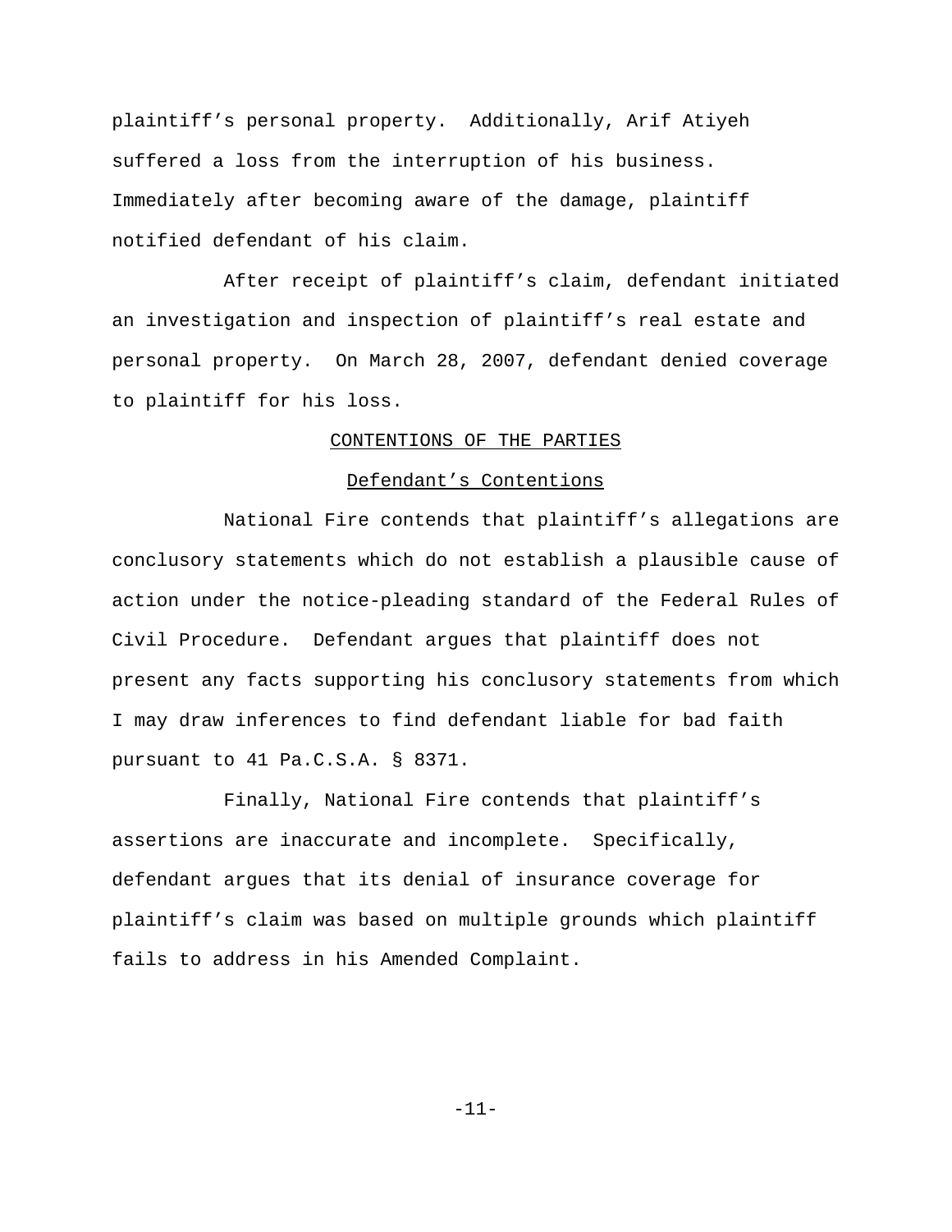plaintiff’s personal property. Additionally, Arif Atiyeh suffered a loss from the interruption of his business. Immediately after becoming aware of the damage, plaintiff notified defendant of his claim.

After receipt of plaintiff’s claim, defendant initiated an investigation and inspection of plaintiff’s real estate and personal property. On March 28, 2007, defendant denied coverage to plaintiff for his loss.

## CONTENTIONS OF THE PARTIES

### Defendant’s Contentions

National Fire contends that plaintiff’s allegations are conclusory statements which do not establish a plausible cause of action under the notice-pleading standard of the Federal Rules of Civil Procedure. Defendant argues that plaintiff does not present any facts supporting his conclusory statements from which I may draw inferences to find defendant liable for bad faith pursuant to 41 Pa.C.S.A. § 8371.

Finally, National Fire contends that plaintiff’s assertions are inaccurate and incomplete. Specifically, defendant argues that its denial of insurance coverage for plaintiff’s claim was based on multiple grounds which plaintiff fails to address in his Amended Complaint.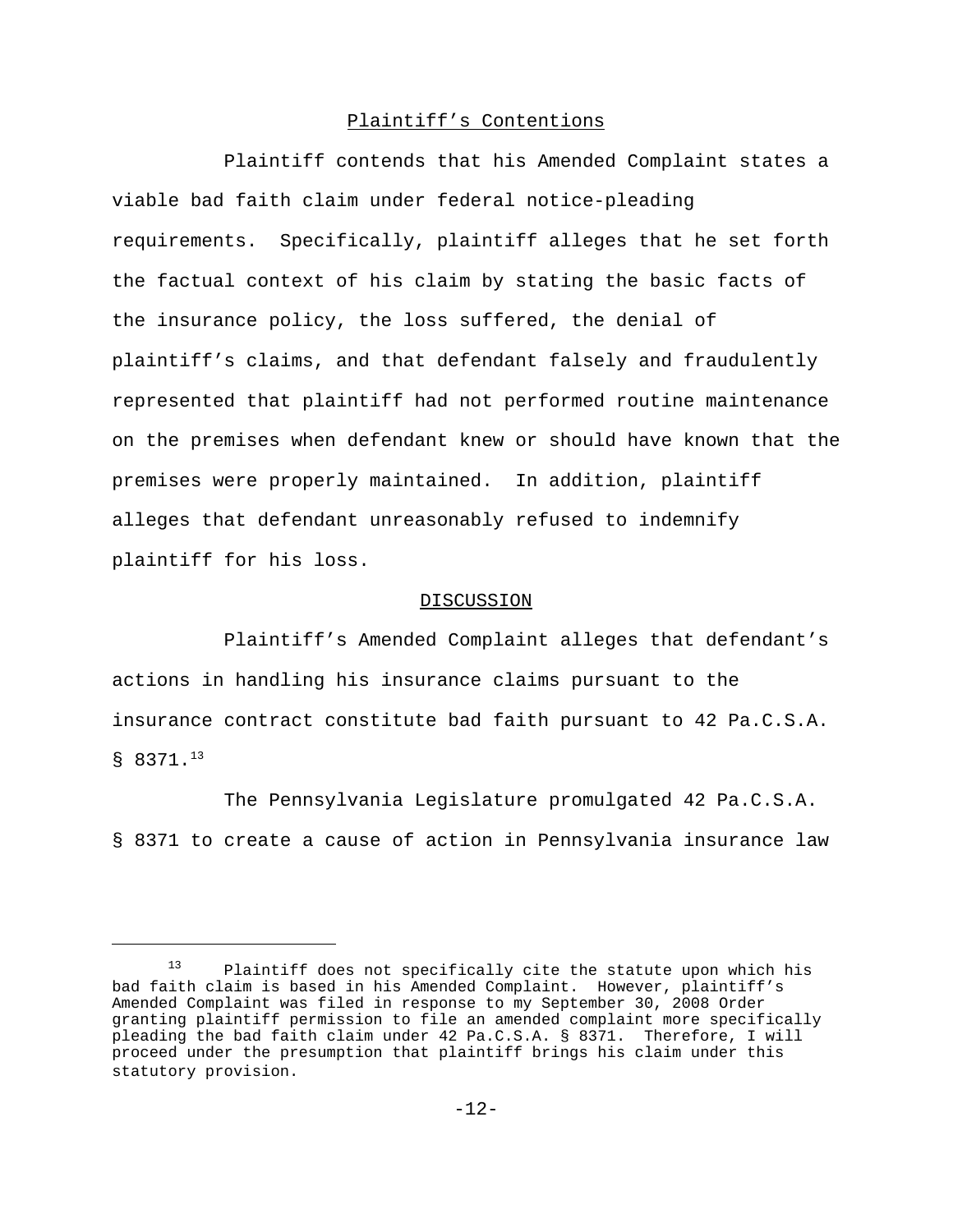## Plaintiff's Contentions

Plaintiff contends that his Amended Complaint states a viable bad faith claim under federal notice-pleading requirements. Specifically, plaintiff alleges that he set forth the factual context of his claim by stating the basic facts of the insurance policy, the loss suffered, the denial of plaintiff's claims, and that defendant falsely and fraudulently represented that plaintiff had not performed routine maintenance on the premises when defendant knew or should have known that the premises were properly maintained. In addition, plaintiff alleges that defendant unreasonably refused to indemnify plaintiff for his loss.

## DISCUSSION

Plaintiff's Amended Complaint alleges that defendant's actions in handling his insurance claims pursuant to the insurance contract constitute bad faith pursuant to 42 Pa.C.S.A. § 8371.[13]

The Pennsylvania Legislature promulgated 42 Pa.C.S.A. § 8371 to create a cause of action in Pennsylvania insurance law

---

[13] Plaintiff does not specifically cite the statute upon which his bad faith claim is based in his Amended Complaint. However, plaintiff's Amended Complaint was filed in response to my September 30, 2008 Order granting plaintiff permission to file an amended complaint more specifically pleading the bad faith claim under 42 Pa.C.S.A. § 8371. Therefore, I will proceed under the presumption that plaintiff brings his claim under this statutory provision.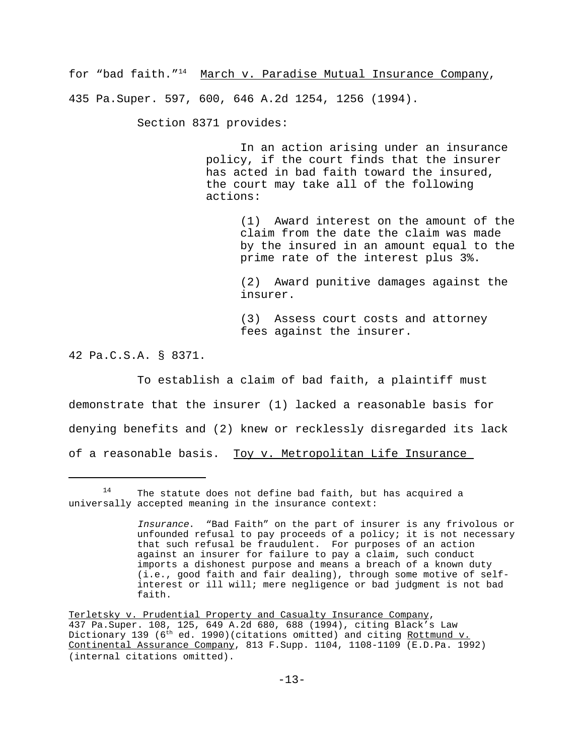for "bad faith."[14] March v. Paradise Mutual Insurance Company, 435 Pa.Super. 597, 600, 646 A.2d 1254, 1256 (1994).

Section 8371 provides:

> In an action arising under an insurance policy, if the court finds that the insurer has acted in bad faith toward the insured, the court may take all of the following actions:
>
> (1) Award interest on the amount of the claim from the date the claim was made by the insured in an amount equal to the prime rate of the interest plus 3%.
>
> (2) Award punitive damages against the insurer.
>
> (3) Assess court costs and attorney fees against the insurer.

42 Pa.C.S.A. § 8371.

To establish a claim of bad faith, a plaintiff must demonstrate that the insurer (1) lacked a reasonable basis for denying benefits and (2) knew or recklessly disregarded its lack of a reasonable basis. Toy v. Metropolitan Life Insurance

---

[14] The statute does not define bad faith, but has acquired a universally accepted meaning in the insurance context:

> *Insurance*. "Bad Faith" on the part of insurer is any frivolous or unfounded refusal to pay proceeds of a policy; it is not necessary that such refusal be fraudulent. For purposes of an action against an insurer for failure to pay a claim, such conduct imports a dishonest purpose and means a breach of a known duty (i.e., good faith and fair dealing), through some motive of self-interest or ill will; mere negligence or bad judgment is not bad faith.

Terletsky v. Prudential Property and Casualty Insurance Company, 437 Pa.Super. 108, 125, 649 A.2d 680, 688 (1994), citing Black's Law Dictionary 139 (6th ed. 1990)(citations omitted) and citing Rottmund v. Continental Assurance Company, 813 F.Supp. 1104, 1108-1109 (E.D.Pa. 1992) (internal citations omitted).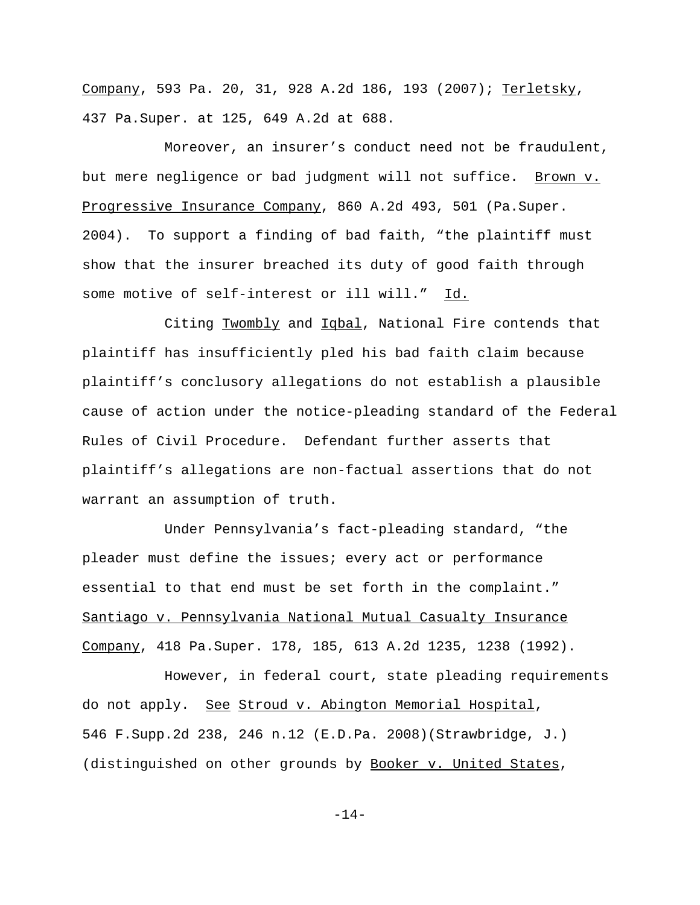Company, 593 Pa. 20, 31, 928 A.2d 186, 193 (2007); Terletsky, 437 Pa.Super. at 125, 649 A.2d at 688.

Moreover, an insurer's conduct need not be fraudulent, but mere negligence or bad judgment will not suffice. Brown v. Progressive Insurance Company, 860 A.2d 493, 501 (Pa.Super. 2004). To support a finding of bad faith, "the plaintiff must show that the insurer breached its duty of good faith through some motive of self-interest or ill will." Id.

Citing Twombly and Iqbal, National Fire contends that plaintiff has insufficiently pled his bad faith claim because plaintiff's conclusory allegations do not establish a plausible cause of action under the notice-pleading standard of the Federal Rules of Civil Procedure. Defendant further asserts that plaintiff's allegations are non-factual assertions that do not warrant an assumption of truth.

Under Pennsylvania's fact-pleading standard, "the pleader must define the issues; every act or performance essential to that end must be set forth in the complaint." Santiago v. Pennsylvania National Mutual Casualty Insurance Company, 418 Pa.Super. 178, 185, 613 A.2d 1235, 1238 (1992).

However, in federal court, state pleading requirements do not apply. See Stroud v. Abington Memorial Hospital, 546 F.Supp.2d 238, 246 n.12 (E.D.Pa. 2008)(Strawbridge, J.) (distinguished on other grounds by Booker v. United States,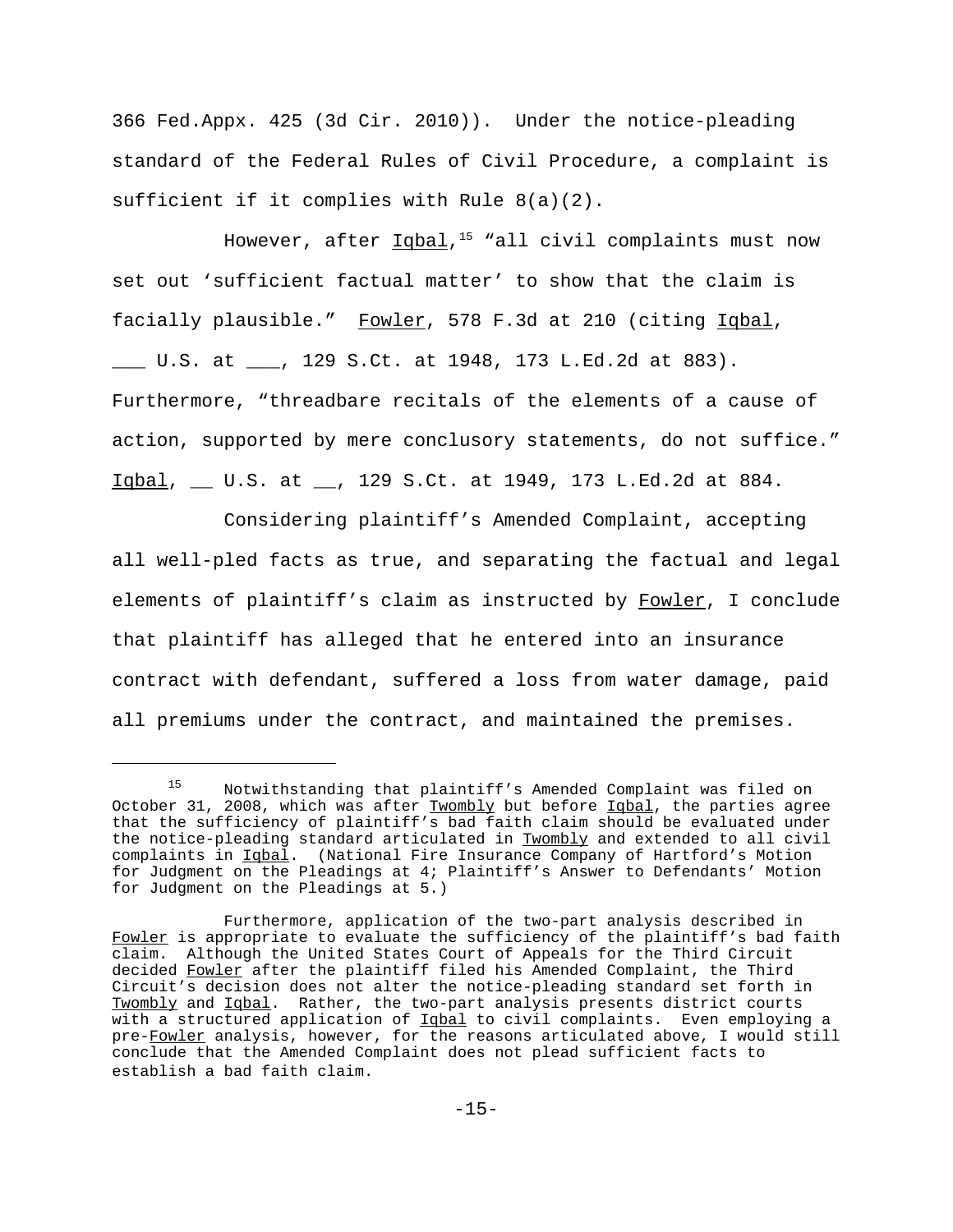366 Fed.Appx. 425 (3d Cir. 2010)). Under the notice-pleading standard of the Federal Rules of Civil Procedure, a complaint is sufficient if it complies with Rule 8(a)(2).

However, after Iqbal,[15] "all civil complaints must now set out 'sufficient factual matter' to show that the claim is facially plausible." Fowler, 578 F.3d at 210 (citing Iqbal, ___ U.S. at ___, 129 S.Ct. at 1948, 173 L.Ed.2d at 883). Furthermore, "threadbare recitals of the elements of a cause of action, supported by mere conclusory statements, do not suffice." Iqbal, __ U.S. at __, 129 S.Ct. at 1949, 173 L.Ed.2d at 884.

Considering plaintiff's Amended Complaint, accepting all well-pled facts as true, and separating the factual and legal elements of plaintiff's claim as instructed by Fowler, I conclude that plaintiff has alleged that he entered into an insurance contract with defendant, suffered a loss from water damage, paid all premiums under the contract, and maintained the premises.

---

[15] Notwithstanding that plaintiff's Amended Complaint was filed on October 31, 2008, which was after Twombly but before Iqbal, the parties agree that the sufficiency of plaintiff's bad faith claim should be evaluated under the notice-pleading standard articulated in Twombly and extended to all civil complaints in Iqbal. (National Fire Insurance Company of Hartford's Motion for Judgment on the Pleadings at 4; Plaintiff's Answer to Defendants' Motion for Judgment on the Pleadings at 5.)

Furthermore, application of the two-part analysis described in Fowler is appropriate to evaluate the sufficiency of the plaintiff's bad faith claim. Although the United States Court of Appeals for the Third Circuit decided Fowler after the plaintiff filed his Amended Complaint, the Third Circuit's decision does not alter the notice-pleading standard set forth in Twombly and Iqbal. Rather, the two-part analysis presents district courts with a structured application of Iqbal to civil complaints. Even employing a pre-Fowler analysis, however, for the reasons articulated above, I would still conclude that the Amended Complaint does not plead sufficient facts to establish a bad faith claim.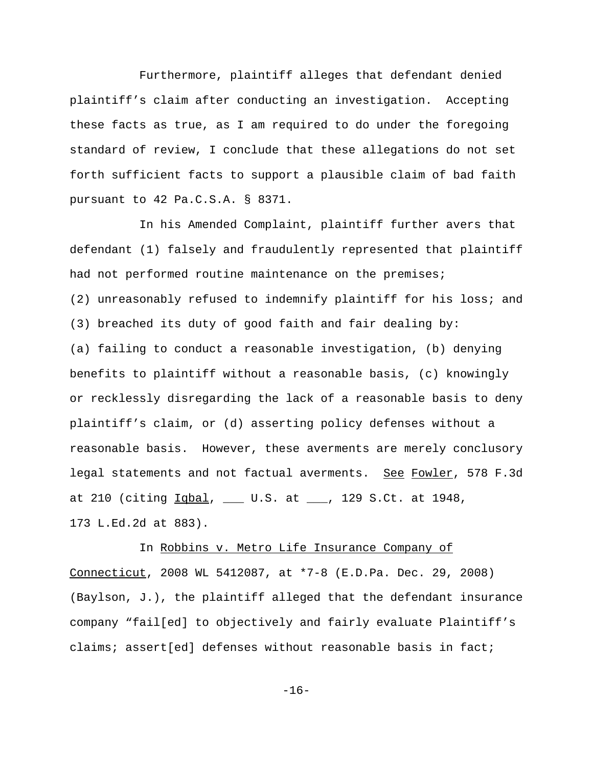Furthermore, plaintiff alleges that defendant denied plaintiff's claim after conducting an investigation. Accepting these facts as true, as I am required to do under the foregoing standard of review, I conclude that these allegations do not set forth sufficient facts to support a plausible claim of bad faith pursuant to 42 Pa.C.S.A. § 8371.

In his Amended Complaint, plaintiff further avers that defendant (1) falsely and fraudulently represented that plaintiff had not performed routine maintenance on the premises; (2) unreasonably refused to indemnify plaintiff for his loss; and (3) breached its duty of good faith and fair dealing by: (a) failing to conduct a reasonable investigation, (b) denying benefits to plaintiff without a reasonable basis, (c) knowingly or recklessly disregarding the lack of a reasonable basis to deny plaintiff's claim, or (d) asserting policy defenses without a reasonable basis. However, these averments are merely conclusory legal statements and not factual averments. <u>See</u> <u>Fowler</u>, 578 F.3d at 210 (citing <u>Iqbal</u>, ___ U.S. at ___, 129 S.Ct. at 1948, 173 L.Ed.2d at 883).

In <u>Robbins v. Metro Life Insurance Company of Connecticut</u>, 2008 WL 5412087, at *7-8 (E.D.Pa. Dec. 29, 2008) (Baylson, J.), the plaintiff alleged that the defendant insurance company "fail[ed] to objectively and fairly evaluate Plaintiff's claims; assert[ed] defenses without reasonable basis in fact;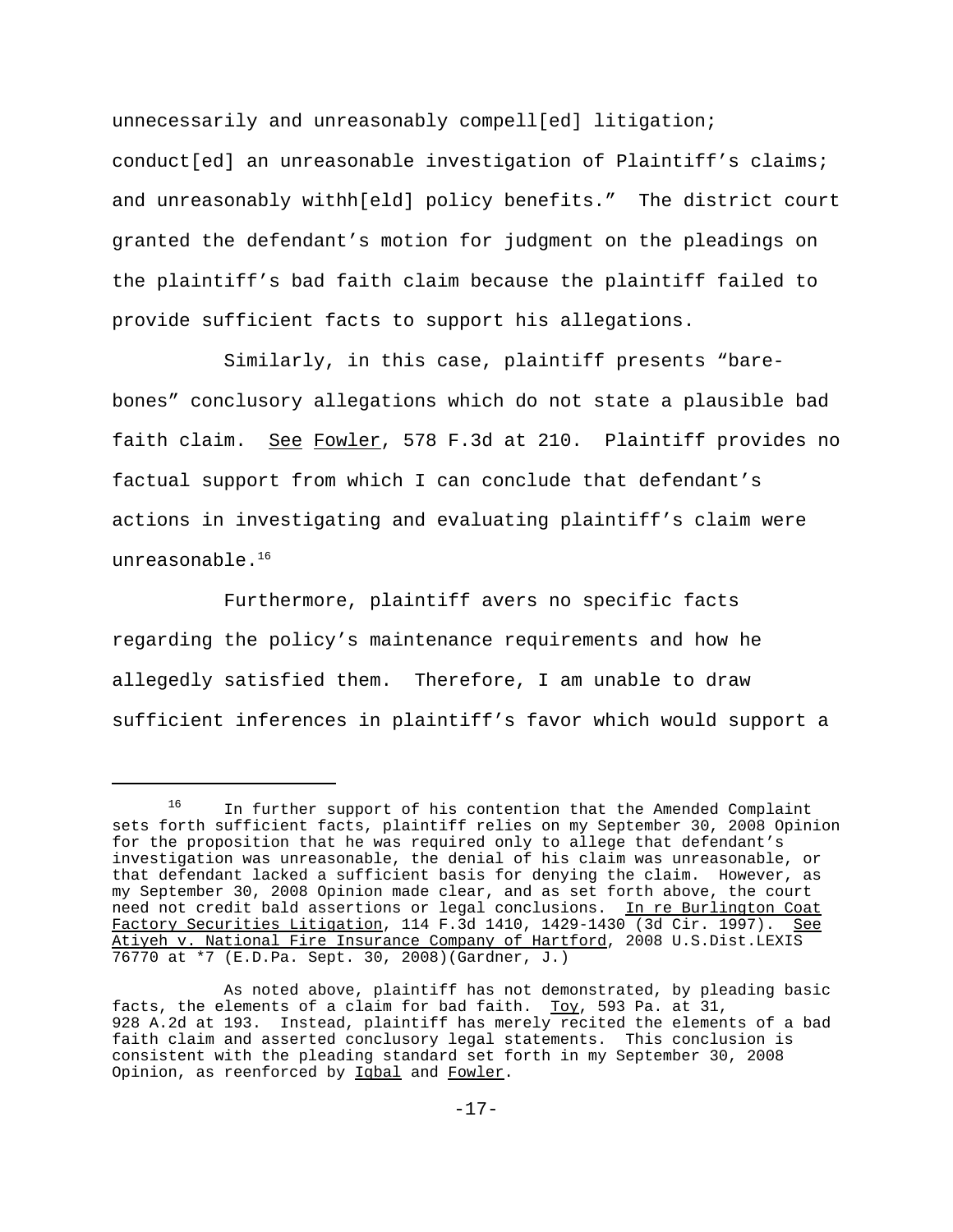unnecessarily and unreasonably compell[ed] litigation; conduct[ed] an unreasonable investigation of Plaintiff's claims; and unreasonably withh[eld] policy benefits." The district court granted the defendant's motion for judgment on the pleadings on the plaintiff's bad faith claim because the plaintiff failed to provide sufficient facts to support his allegations.

Similarly, in this case, plaintiff presents "bare-bones" conclusory allegations which do not state a plausible bad faith claim. See Fowler, 578 F.3d at 210. Plaintiff provides no factual support from which I can conclude that defendant's actions in investigating and evaluating plaintiff's claim were unreasonable.[16]

Furthermore, plaintiff avers no specific facts regarding the policy's maintenance requirements and how he allegedly satisfied them. Therefore, I am unable to draw sufficient inferences in plaintiff's favor which would support a

---

[16] In further support of his contention that the Amended Complaint sets forth sufficient facts, plaintiff relies on my September 30, 2008 Opinion for the proposition that he was required only to allege that defendant's investigation was unreasonable, the denial of his claim was unreasonable, or that defendant lacked a sufficient basis for denying the claim. However, as my September 30, 2008 Opinion made clear, and as set forth above, the court need not credit bald assertions or legal conclusions. In re Burlington Coat Factory Securities Litigation, 114 F.3d 1410, 1429-1430 (3d Cir. 1997). See Atiyeh v. National Fire Insurance Company of Hartford, 2008 U.S.Dist.LEXIS 76770 at *7 (E.D.Pa. Sept. 30, 2008)(Gardner, J.)

As noted above, plaintiff has not demonstrated, by pleading basic facts, the elements of a claim for bad faith. Toy, 593 Pa. at 31, 928 A.2d at 193. Instead, plaintiff has merely recited the elements of a bad faith claim and asserted conclusory legal statements. This conclusion is consistent with the pleading standard set forth in my September 30, 2008 Opinion, as reenforced by Iqbal and Fowler.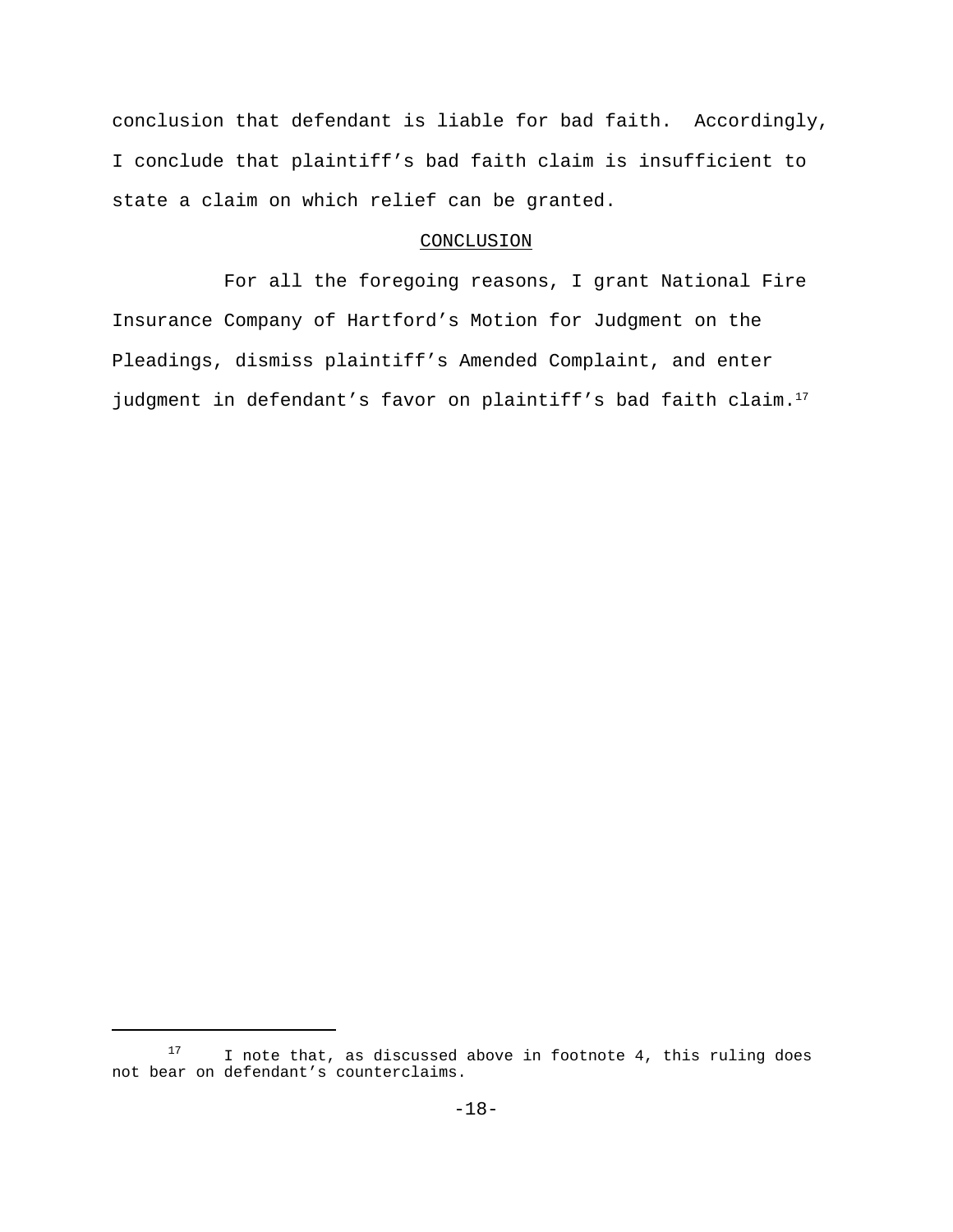conclusion that defendant is liable for bad faith. Accordingly, I conclude that plaintiff's bad faith claim is insufficient to state a claim on which relief can be granted.

## CONCLUSION

For all the foregoing reasons, I grant National Fire Insurance Company of Hartford's Motion for Judgment on the Pleadings, dismiss plaintiff's Amended Complaint, and enter judgment in defendant's favor on plaintiff's bad faith claim.[17]

---

[17] I note that, as discussed above in footnote 4, this ruling does not bear on defendant's counterclaims.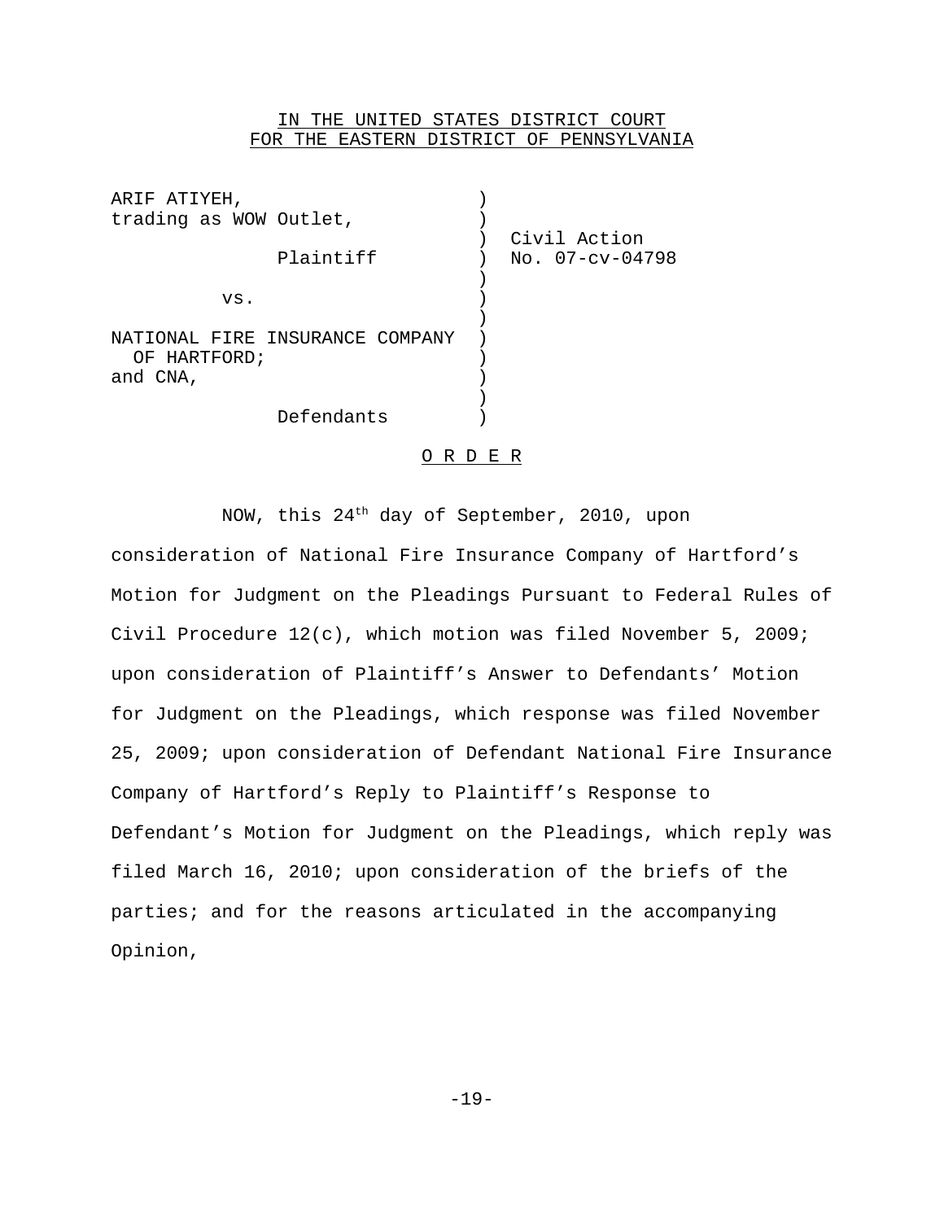IN THE UNITED STATES DISTRICT COURT
FOR THE EASTERN DISTRICT OF PENNSYLVANIA

| | | |
|---|---|---|
| ARIF ATIYEH, trading as WOW Outlet, | ) | Civil Action |
| Plaintiff | ) | No. 07-cv-04798 |
| vs. | ) | |
| NATIONAL FIRE INSURANCE COMPANY OF HARTFORD; and CNA, | ) | |
| Defendants | ) | |

O R D E R

NOW, this 24th day of September, 2010, upon consideration of National Fire Insurance Company of Hartford's Motion for Judgment on the Pleadings Pursuant to Federal Rules of Civil Procedure 12(c), which motion was filed November 5, 2009; upon consideration of Plaintiff's Answer to Defendants' Motion for Judgment on the Pleadings, which response was filed November 25, 2009; upon consideration of Defendant National Fire Insurance Company of Hartford's Reply to Plaintiff's Response to Defendant's Motion for Judgment on the Pleadings, which reply was filed March 16, 2010; upon consideration of the briefs of the parties; and for the reasons articulated in the accompanying Opinion,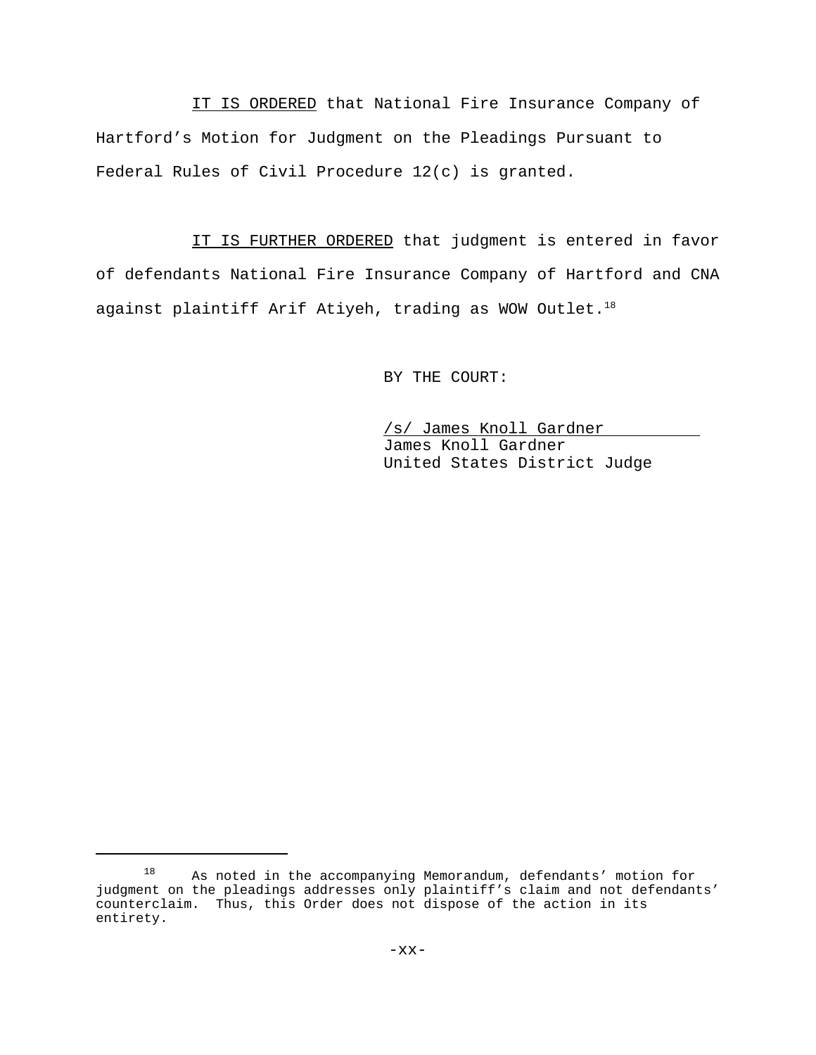IT IS ORDERED that National Fire Insurance Company of Hartford's Motion for Judgment on the Pleadings Pursuant to Federal Rules of Civil Procedure 12(c) is granted.

IT IS FURTHER ORDERED that judgment is entered in favor of defendants National Fire Insurance Company of Hartford and CNA against plaintiff Arif Atiyeh, trading as WOW Outlet.[18]

BY THE COURT:

/s/ James Knoll Gardner
James Knoll Gardner
United States District Judge

[18] As noted in the accompanying Memorandum, defendants' motion for judgment on the pleadings addresses only plaintiff's claim and not defendants' counterclaim. Thus, this Order does not dispose of the action in its entirety.